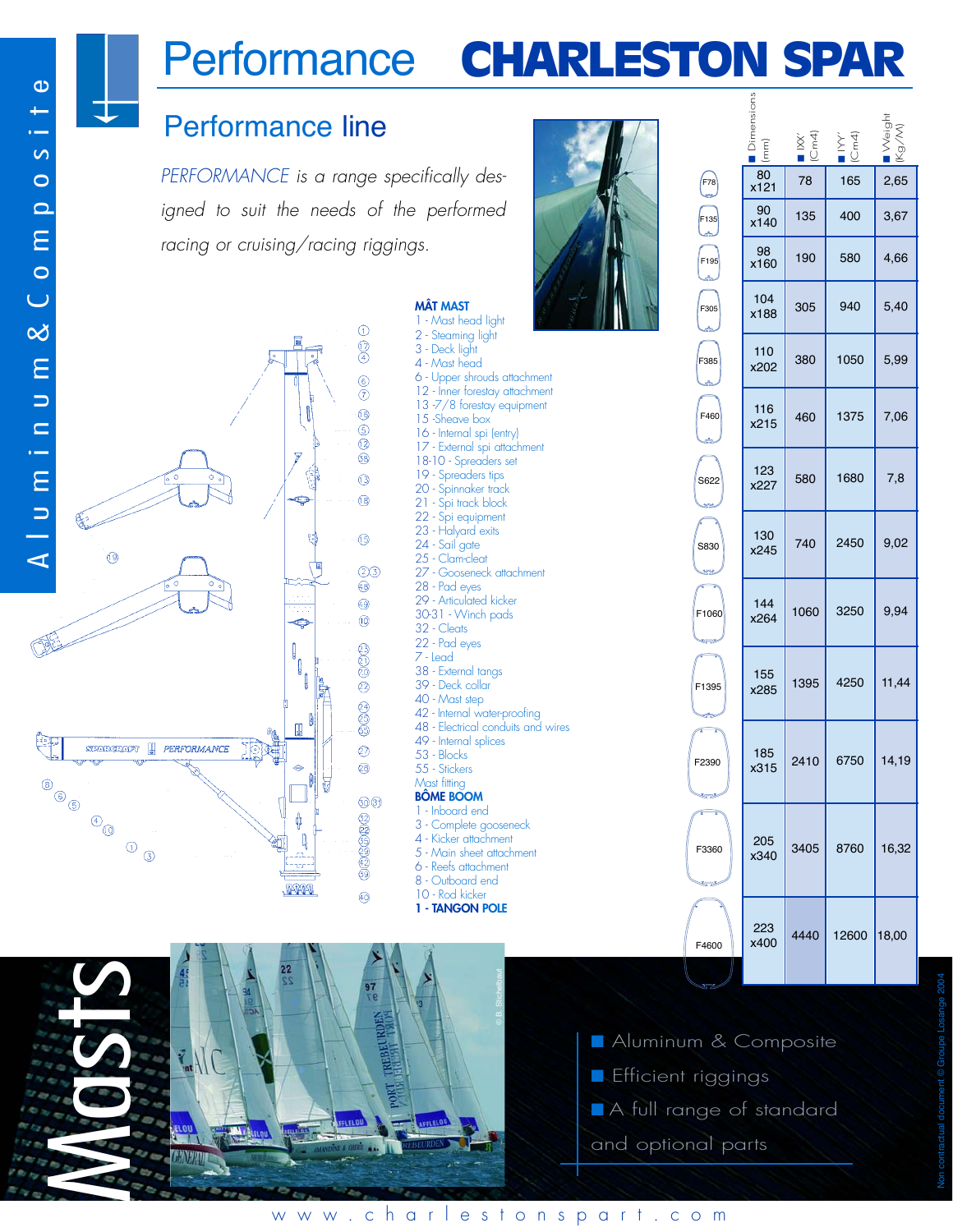# Performance CHARLESTON SPAR

Aluminum & Composite

## Performance line

*PERFORMANCE is a range specifically designed to suit the needs of the performed racing or cruising/racing riggings.*

**MÂT MAST**

1 - Mast head light
2 - Steaming light
3 - Deck light
4 - Mast head
6 - Upper shrouds attachment
12 - Inner forestay attachment
13 -7/8 forestay equipment
15 -Sheave box
16 - Internal spi (entry)
17 - External spi attachment
18-10 - Spreaders set
19 - Spreaders tips
20 - Spinnaker track
21 - Spi track block
22 - Spi equipment
23 - Halyard exits
24 - Sail gate
25 - Clam-cleat
27 - Gooseneck attachment
28 - Pad eyes
29 - Articulated kicker
30-31 - Winch pads
32 - Cleats
22 - Pad eyes
7 - Lead
38 - External tangs
39 - Deck collar
40 - Mast step
42 - Internal water-proofing
48 - Electrical conduits and wires
49 - Internal splices
53 - Blocks
55 - Stickers
Mast fitting

**BÔME BOOM**

1 - Inboard end
3 - Complete gooseneck
4 - Kicker attachment
5 - Main sheet attachment
6 - Reefs attachment
8 - Outboard end
10 - Rod kicker

**1 - TANGON POLE**

| Section | Dimensions (mm) | IXX' (Cm4) | IYY' (Cm4) | Weight (Kg/M) |
|---|---|---|---|---|
| F78 | 80 x121 | 78 | 165 | 2,65 |
| F135 | 90 x140 | 135 | 400 | 3,67 |
| F195 | 98 x160 | 190 | 580 | 4,66 |
| F305 | 104 x188 | 305 | 940 | 5,40 |
| F385 | 110 x202 | 380 | 1050 | 5,99 |
| F460 | 116 x215 | 460 | 1375 | 7,06 |
| S622 | 123 x227 | 580 | 1680 | 7,8 |
| S830 | 130 x245 | 740 | 2450 | 9,02 |
| F1060 | 144 x264 | 1060 | 3250 | 9,94 |
| F1395 | 155 x285 | 1395 | 4250 | 11,44 |
| F2390 | 185 x315 | 2410 | 6750 | 14,19 |
| F3360 | 205 x340 | 3405 | 8760 | 16,32 |
| F4600 | 223 x400 | 4440 | 12600 | 18,00 |

# Masts

- Aluminum & Composite
- Efficient riggings
- A full range of standard and optional parts

Non contractual document © Groupe Losange 2004

www.charlestonspart.com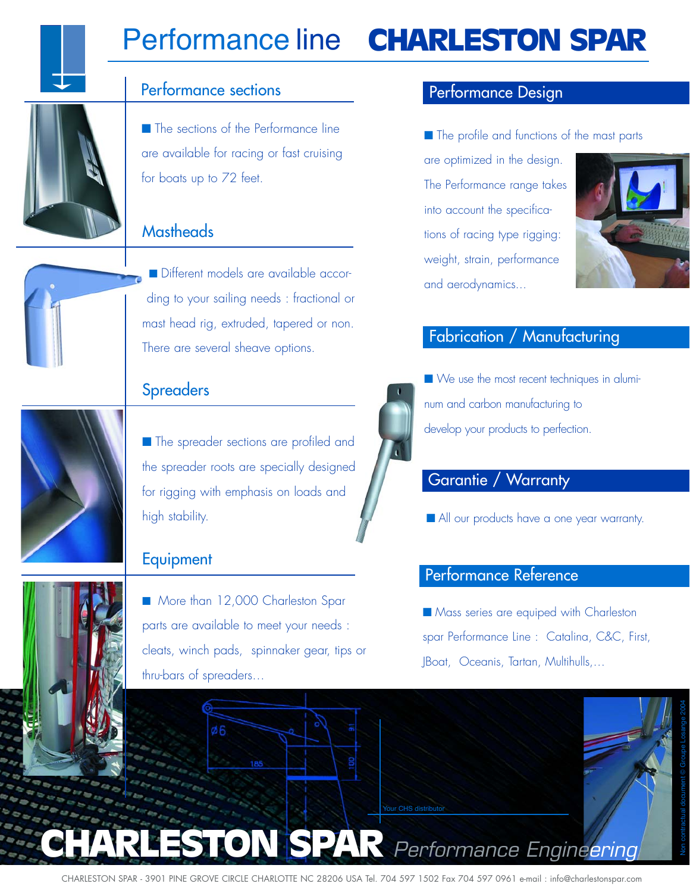# Performance line CHARLESTON SPAR

## Performance sections

■ The sections of the Performance line are available for racing or fast cruising for boats up to 72 feet.

## Mastheads

■ Different models are available according to your sailing needs : fractional or mast head rig, extruded, tapered or non. There are several sheave options.

## Spreaders

■ The spreader sections are profiled and the spreader roots are specially designed for rigging with emphasis on loads and high stability.

## Equipment

■ More than 12,000 Charleston Spar parts are available to meet your needs : cleats, winch pads, spinnaker gear, tips or thru-bars of spreaders...

## Performance Design

■ The profile and functions of the mast parts are optimized in the design. The Performance range takes into account the specifications of racing type rigging: weight, strain, performance and aerodynamics...

## Fabrication / Manufacturing

■ We use the most recent techniques in aluminum and carbon manufacturing to develop your products to perfection.

## Garantie / Warranty

■ All our products have a one year warranty.

## Performance Reference

■ Mass series are equiped with Charleston spar Performance Line : Catalina, C&C, First, JBoat, Oceanis, Tartan, Multihulls,...

ø6

185

91

100

Your CHS distributor

**CHARLESTON SPAR** *Performance Engineering*

Non contractual document © Groupe Losange 2004

CHARLESTON SPAR - 3901 PINE GROVE CIRCLE CHARLOTTE NC 28206 USA Tel. 704 597 1502 Fax 704 597 0961 e-mail : info@charlestonspar.com